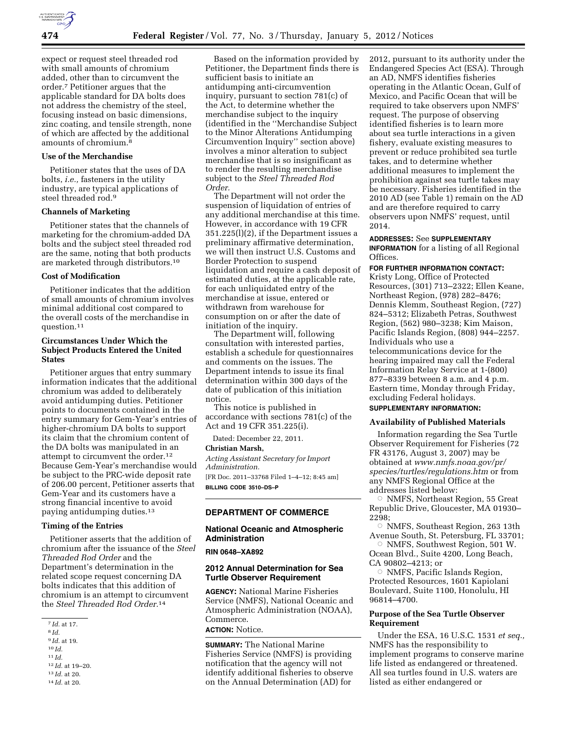expect or request steel threaded rod with small amounts of chromium added, other than to circumvent the order.[7] Petitioner argues that the applicable standard for DA bolts does not address the chemistry of the steel, focusing instead on basic dimensions, zinc coating, and tensile strength, none of which are affected by the additional amounts of chromium.[8]

**Use of the Merchandise**

Petitioner states that the uses of DA bolts, *i.e.,* fasteners in the utility industry, are typical applications of steel threaded rod.[9]

**Channels of Marketing**

Petitioner states that the channels of marketing for the chromium-added DA bolts and the subject steel threaded rod are the same, noting that both products are marketed through distributors.[10]

**Cost of Modification**

Petitioner indicates that the addition of small amounts of chromium involves minimal additional cost compared to the overall costs of the merchandise in question.[11]

**Circumstances Under Which the Subject Products Entered the United States**

Petitioner argues that entry summary information indicates that the additional chromium was added to deliberately avoid antidumping duties. Petitioner points to documents contained in the entry summary for Gem-Year's entries of higher-chromium DA bolts to support its claim that the chromium content of the DA bolts was manipulated in an attempt to circumvent the order.[12] Because Gem-Year's merchandise would be subject to the PRC-wide deposit rate of 206.00 percent, Petitioner asserts that Gem-Year and its customers have a strong financial incentive to avoid paying antidumping duties.[13]

**Timing of the Entries**

Petitioner asserts that the addition of chromium after the issuance of the *Steel Threaded Rod Order* and the Department's determination in the related scope request concerning DA bolts indicates that this addition of chromium is an attempt to circumvent the *Steel Threaded Rod Order.*[14]

[7] *Id.* at 17.

[8] *Id.*

[9] *Id.* at 19.

[10] *Id.*

[11] *Id.*

[12] *Id.* at 19–20.

[13] *Id.* at 20.

[14] *Id.* at 20.

Based on the information provided by Petitioner, the Department finds there is sufficient basis to initiate an antidumping anti-circumvention inquiry, pursuant to section 781(c) of the Act, to determine whether the merchandise subject to the inquiry (identified in the ''Merchandise Subject to the Minor Alterations Antidumping Circumvention Inquiry'' section above) involves a minor alteration to subject merchandise that is so insignificant as to render the resulting merchandise subject to the *Steel Threaded Rod Order*.

The Department will not order the suspension of liquidation of entries of any additional merchandise at this time. However, in accordance with 19 CFR 351.225(l)(2), if the Department issues a preliminary affirmative determination, we will then instruct U.S. Customs and Border Protection to suspend liquidation and require a cash deposit of estimated duties, at the applicable rate, for each unliquidated entry of the merchandise at issue, entered or withdrawn from warehouse for consumption on or after the date of initiation of the inquiry.

The Department will, following consultation with interested parties, establish a schedule for questionnaires and comments on the issues. The Department intends to issue its final determination within 300 days of the date of publication of this initiation notice.

This notice is published in accordance with sections 781(c) of the Act and 19 CFR 351.225(i).

Dated: December 22, 2011.

**Christian Marsh,**

*Acting Assistant Secretary for Import Administration.*

[FR Doc. 2011–33768 Filed 1–4–12; 8:45 am]

**BILLING CODE 3510–DS–P**

## DEPARTMENT OF COMMERCE

### National Oceanic and Atmospheric Administration

**RIN 0648–XA892**

### 2012 Annual Determination for Sea Turtle Observer Requirement

**AGENCY:** National Marine Fisheries Service (NMFS), National Oceanic and Atmospheric Administration (NOAA), Commerce.

**ACTION:** Notice.

**SUMMARY:** The National Marine Fisheries Service (NMFS) is providing notification that the agency will not identify additional fisheries to observe on the Annual Determination (AD) for 2012, pursuant to its authority under the Endangered Species Act (ESA). Through an AD, NMFS identifies fisheries operating in the Atlantic Ocean, Gulf of Mexico, and Pacific Ocean that will be required to take observers upon NMFS' request. The purpose of observing identified fisheries is to learn more about sea turtle interactions in a given fishery, evaluate existing measures to prevent or reduce prohibited sea turtle takes, and to determine whether additional measures to implement the prohibition against sea turtle takes may be necessary. Fisheries identified in the 2010 AD (see Table 1) remain on the AD and are therefore required to carry observers upon NMFS' request, until 2014.

**ADDRESSES:** See **SUPPLEMENTARY INFORMATION** for a listing of all Regional Offices.

**FOR FURTHER INFORMATION CONTACT:** Kristy Long, Office of Protected Resources, (301) 713–2322; Ellen Keane, Northeast Region, (978) 282–8476; Dennis Klemm, Southeast Region, (727) 824–5312; Elizabeth Petras, Southwest Region, (562) 980–3238; Kim Maison, Pacific Islands Region, (808) 944–2257. Individuals who use a telecommunications device for the hearing impaired may call the Federal Information Relay Service at 1-(800) 877–8339 between 8 a.m. and 4 p.m. Eastern time, Monday through Friday, excluding Federal holidays.

**SUPPLEMENTARY INFORMATION:**

**Availability of Published Materials**

Information regarding the Sea Turtle Observer Requirement for Fisheries (72 FR 43176, August 3, 2007) may be obtained at *www.nmfs.noaa.gov/pr/species/turtles/regulations.htm* or from any NMFS Regional Office at the addresses listed below:

- NMFS, Northeast Region, 55 Great Republic Drive, Gloucester, MA 01930–2298;
- NMFS, Southeast Region, 263 13th Avenue South, St. Petersburg, FL 33701;
- NMFS, Southwest Region, 501 W. Ocean Blvd., Suite 4200, Long Beach, CA 90802–4213; or
- NMFS, Pacific Islands Region, Protected Resources, 1601 Kapiolani Boulevard, Suite 1100, Honolulu, HI 96814–4700.

**Purpose of the Sea Turtle Observer Requirement**

Under the ESA, 16 U.S.C. 1531 *et seq.,* NMFS has the responsibility to implement programs to conserve marine life listed as endangered or threatened. All sea turtles found in U.S. waters are listed as either endangered or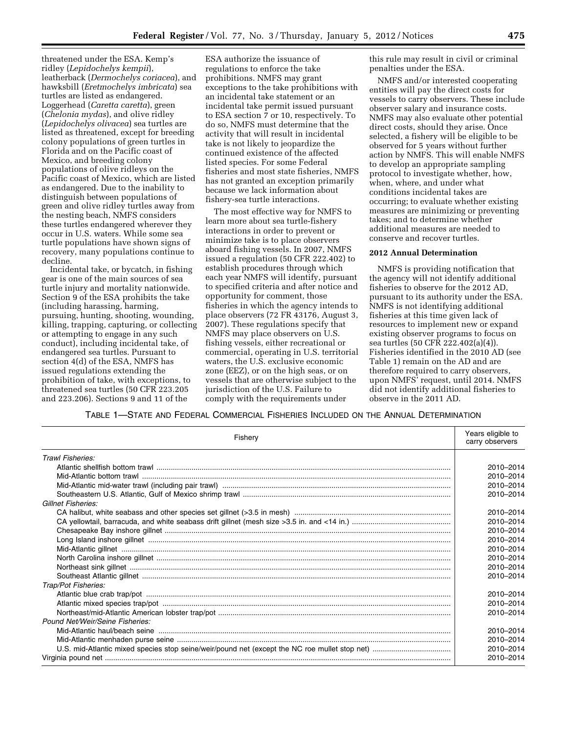threatened under the ESA. Kemp's ridley (*Lepidochelys kempii*), leatherback (*Dermochelys coriacea*), and hawksbill (*Eretmochelys imbricata*) sea turtles are listed as endangered. Loggerhead (*Caretta caretta*), green (*Chelonia mydas*), and olive ridley (*Lepidochelys olivacea*) sea turtles are listed as threatened, except for breeding colony populations of green turtles in Florida and on the Pacific coast of Mexico, and breeding colony populations of olive ridleys on the Pacific coast of Mexico, which are listed as endangered. Due to the inability to distinguish between populations of green and olive ridley turtles away from the nesting beach, NMFS considers these turtles endangered wherever they occur in U.S. waters. While some sea turtle populations have shown signs of recovery, many populations continue to decline.

Incidental take, or bycatch, in fishing gear is one of the main sources of sea turtle injury and mortality nationwide. Section 9 of the ESA prohibits the take (including harassing, harming, pursuing, hunting, shooting, wounding, killing, trapping, capturing, or collecting or attempting to engage in any such conduct), including incidental take, of endangered sea turtles. Pursuant to section 4(d) of the ESA, NMFS has issued regulations extending the prohibition of take, with exceptions, to threatened sea turtles (50 CFR 223.205 and 223.206). Sections 9 and 11 of the ESA authorize the issuance of regulations to enforce the take prohibitions. NMFS may grant exceptions to the take prohibitions with an incidental take statement or an incidental take permit issued pursuant to ESA section 7 or 10, respectively. To do so, NMFS must determine that the activity that will result in incidental take is not likely to jeopardize the continued existence of the affected listed species. For some Federal fisheries and most state fisheries, NMFS has not granted an exception primarily because we lack information about fishery-sea turtle interactions.

The most effective way for NMFS to learn more about sea turtle-fishery interactions in order to prevent or minimize take is to place observers aboard fishing vessels. In 2007, NMFS issued a regulation (50 CFR 222.402) to establish procedures through which each year NMFS will identify, pursuant to specified criteria and after notice and opportunity for comment, those fisheries in which the agency intends to place observers (72 FR 43176, August 3, 2007). These regulations specify that NMFS may place observers on U.S. fishing vessels, either recreational or commercial, operating in U.S. territorial waters, the U.S. exclusive economic zone (EEZ), or on the high seas, or on vessels that are otherwise subject to the jurisdiction of the U.S. Failure to comply with the requirements under this rule may result in civil or criminal penalties under the ESA.

NMFS and/or interested cooperating entities will pay the direct costs for vessels to carry observers. These include observer salary and insurance costs. NMFS may also evaluate other potential direct costs, should they arise. Once selected, a fishery will be eligible to be observed for 5 years without further action by NMFS. This will enable NMFS to develop an appropriate sampling protocol to investigate whether, how, when, where, and under what conditions incidental takes are occurring; to evaluate whether existing measures are minimizing or preventing takes; and to determine whether additional measures are needed to conserve and recover turtles.

## 2012 Annual Determination

NMFS is providing notification that the agency will not identify additional fisheries to observe for the 2012 AD, pursuant to its authority under the ESA. NMFS is not identifying additional fisheries at this time given lack of resources to implement new or expand existing observer programs to focus on sea turtles (50 CFR 222.402(a)(4)). Fisheries identified in the 2010 AD (see Table 1) remain on the AD and are therefore required to carry observers, upon NMFS' request, until 2014. NMFS did not identify additional fisheries to observe in the 2011 AD.

TABLE 1—STATE AND FEDERAL COMMERCIAL FISHERIES INCLUDED ON THE ANNUAL DETERMINATION

| Fishery | Years eligible to carry observers |
|---|---|
| *Trawl Fisheries:* | |
| Atlantic shellfish bottom trawl | 2010–2014 |
| Mid-Atlantic bottom trawl | 2010–2014 |
| Mid-Atlantic mid-water trawl (including pair trawl) | 2010–2014 |
| Southeastern U.S. Atlantic, Gulf of Mexico shrimp trawl | 2010–2014 |
| *Gillnet Fisheries:* | |
| CA halibut, white seabass and other species set gillnet (>3.5 in mesh) | 2010–2014 |
| CA yellowtail, barracuda, and white seabass drift gillnet (mesh size >3.5 in. and <14 in.) | 2010–2014 |
| Chesapeake Bay inshore gillnet | 2010–2014 |
| Long Island inshore gillnet | 2010–2014 |
| Mid-Atlantic gillnet | 2010–2014 |
| North Carolina inshore gillnet | 2010–2014 |
| Northeast sink gillnet | 2010–2014 |
| Southeast Atlantic gillnet | 2010–2014 |
| *Trap/Pot Fisheries:* | |
| Atlantic blue crab trap/pot | 2010–2014 |
| Atlantic mixed species trap/pot | 2010–2014 |
| Northeast/mid-Atlantic American lobster trap/pot | 2010–2014 |
| *Pound Net/Weir/Seine Fisheries:* | |
| Mid-Atlantic haul/beach seine | 2010–2014 |
| Mid-Atlantic menhaden purse seine | 2010–2014 |
| U.S. mid-Atlantic mixed species stop seine/weir/pound net (except the NC roe mullet stop net) | 2010–2014 |
| Virginia pound net | 2010–2014 |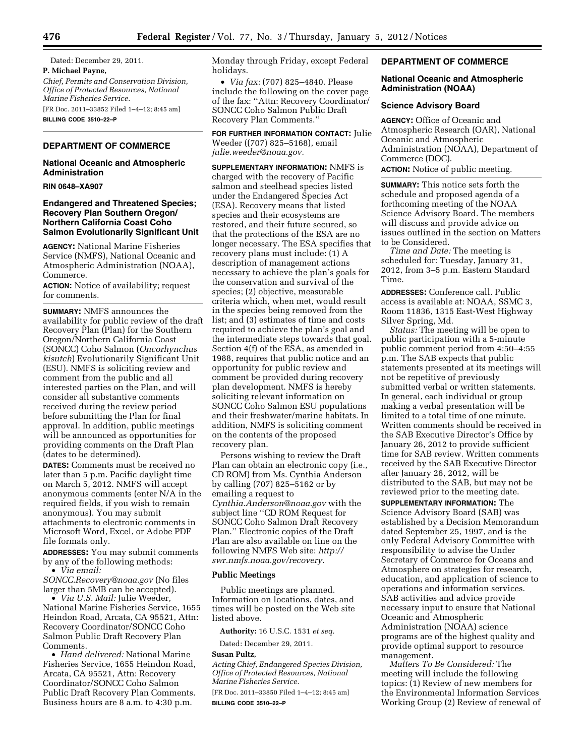Dated: December 29, 2011.

**P. Michael Payne,**

*Chief, Permits and Conservation Division, Office of Protected Resources, National Marine Fisheries Service.*

[FR Doc. 2011–33852 Filed 1–4–12; 8:45 am]

**BILLING CODE 3510–22–P**

## DEPARTMENT OF COMMERCE

### National Oceanic and Atmospheric Administration

**RIN 0648–XA907**

### Endangered and Threatened Species; Recovery Plan Southern Oregon/Northern California Coast Coho Salmon Evolutionarily Significant Unit

**AGENCY:** National Marine Fisheries Service (NMFS), National Oceanic and Atmospheric Administration (NOAA), Commerce.

**ACTION:** Notice of availability; request for comments.

**SUMMARY:** NMFS announces the availability for public review of the draft Recovery Plan (Plan) for the Southern Oregon/Northern California Coast (SONCC) Coho Salmon (*Oncorhynchus kisutch*) Evolutionarily Significant Unit (ESU). NMFS is soliciting review and comment from the public and all interested parties on the Plan, and will consider all substantive comments received during the review period before submitting the Plan for final approval. In addition, public meetings will be announced as opportunities for providing comments on the Draft Plan (dates to be determined).

**DATES:** Comments must be received no later than 5 p.m. Pacific daylight time on March 5, 2012. NMFS will accept anonymous comments (enter N/A in the required fields, if you wish to remain anonymous). You may submit attachments to electronic comments in Microsoft Word, Excel, or Adobe PDF file formats only.

**ADDRESSES:** You may submit comments by any of the following methods:

- *Via email: SONCC.Recovery@noaa.gov* (No files larger than 5MB can be accepted).
- *Via U.S. Mail:* Julie Weeder, National Marine Fisheries Service, 1655 Heindon Road, Arcata, CA 95521, Attn: Recovery Coordinator/SONCC Coho Salmon Public Draft Recovery Plan Comments.
- *Hand delivered:* National Marine Fisheries Service, 1655 Heindon Road, Arcata, CA 95521, Attn: Recovery Coordinator/SONCC Coho Salmon Public Draft Recovery Plan Comments. Business hours are 8 a.m. to 4:30 p.m. Monday through Friday, except Federal holidays.
- *Via fax:* (707) 825–4840. Please include the following on the cover page of the fax: ''Attn: Recovery Coordinator/SONCC Coho Salmon Public Draft Recovery Plan Comments.''

**FOR FURTHER INFORMATION CONTACT:** Julie Weeder ((707) 825–5168), email *julie.weeder@noaa.gov.*

**SUPPLEMENTARY INFORMATION:** NMFS is charged with the recovery of Pacific salmon and steelhead species listed under the Endangered Species Act (ESA). Recovery means that listed species and their ecosystems are restored, and their future secured, so that the protections of the ESA are no longer necessary. The ESA specifies that recovery plans must include: (1) A description of management actions necessary to achieve the plan's goals for the conservation and survival of the species; (2) objective, measurable criteria which, when met, would result in the species being removed from the list; and (3) estimates of time and costs required to achieve the plan's goal and the intermediate steps towards that goal. Section 4(f) of the ESA, as amended in 1988, requires that public notice and an opportunity for public review and comment be provided during recovery plan development. NMFS is hereby soliciting relevant information on SONCC Coho Salmon ESU populations and their freshwater/marine habitats. In addition, NMFS is soliciting comment on the contents of the proposed recovery plan.

Persons wishing to review the Draft Plan can obtain an electronic copy (i.e., CD ROM) from Ms. Cynthia Anderson by calling (707) 825–5162 or by emailing a request to *Cynthia.Anderson@noaa.gov* with the subject line ''CD ROM Request for SONCC Coho Salmon Draft Recovery Plan.'' Electronic copies of the Draft Plan are also available on line on the following NMFS Web site: *http://swr.nmfs.noaa.gov/recovery.*

#### Public Meetings

Public meetings are planned. Information on locations, dates, and times will be posted on the Web site listed above.

**Authority:** 16 U.S.C. 1531 *et seq.*

Dated: December 29, 2011.

**Susan Pultz,**

*Acting Chief, Endangered Species Division, Office of Protected Resources, National Marine Fisheries Service.*

[FR Doc. 2011–33850 Filed 1–4–12; 8:45 am]

**BILLING CODE 3510–22–P**

## DEPARTMENT OF COMMERCE

### National Oceanic and Atmospheric Administration (NOAA)

### Science Advisory Board

**AGENCY:** Office of Oceanic and Atmospheric Research (OAR), National Oceanic and Atmospheric Administration (NOAA), Department of Commerce (DOC).

**ACTION:** Notice of public meeting.

**SUMMARY:** This notice sets forth the schedule and proposed agenda of a forthcoming meeting of the NOAA Science Advisory Board. The members will discuss and provide advice on issues outlined in the section on Matters to be Considered.

*Time and Date:* The meeting is scheduled for: Tuesday, January 31, 2012, from 3–5 p.m. Eastern Standard Time.

**ADDRESSES:** Conference call. Public access is available at: NOAA, SSMC 3, Room 11836, 1315 East-West Highway Silver Spring, Md.

*Status:* The meeting will be open to public participation with a 5-minute public comment period from 4:50–4:55 p.m. The SAB expects that public statements presented at its meetings will not be repetitive of previously submitted verbal or written statements. In general, each individual or group making a verbal presentation will be limited to a total time of one minute. Written comments should be received in the SAB Executive Director's Office by January 26, 2012 to provide sufficient time for SAB review. Written comments received by the SAB Executive Director after January 26, 2012, will be distributed to the SAB, but may not be reviewed prior to the meeting date.

**SUPPLEMENTARY INFORMATION:** The Science Advisory Board (SAB) was established by a Decision Memorandum dated September 25, 1997, and is the only Federal Advisory Committee with responsibility to advise the Under Secretary of Commerce for Oceans and Atmosphere on strategies for research, education, and application of science to operations and information services. SAB activities and advice provide necessary input to ensure that National Oceanic and Atmospheric Administration (NOAA) science programs are of the highest quality and provide optimal support to resource management.

*Matters To Be Considered:* The meeting will include the following topics: (1) Review of new members for the Environmental Information Services Working Group (2) Review of renewal of